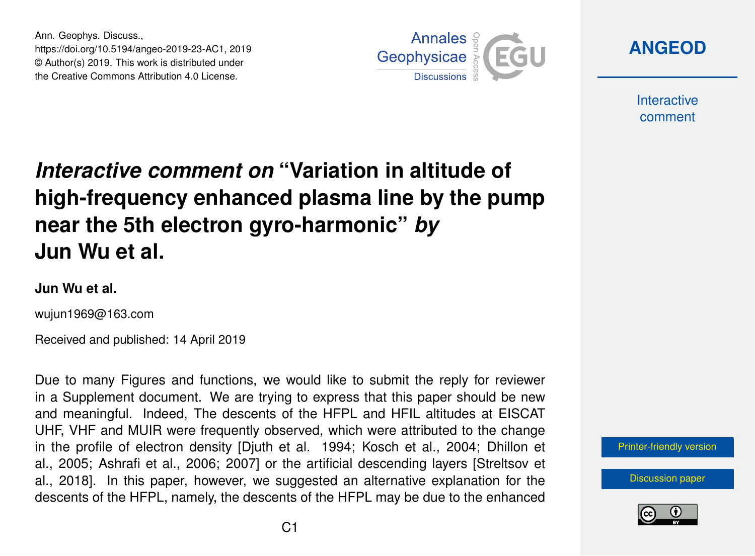# *Interactive comment on* "Variation in altitude of high-frequency enhanced plasma line by the pump near the 5th electron gyro-harmonic" *by* Jun Wu et al.

**Jun Wu et al.**

wujun1969@163.com

Received and published: 14 April 2019

Due to many Figures and functions, we would like to submit the reply for reviewer in a Supplement document. We are trying to express that this paper should be new and meaningful. Indeed, The descents of the HFPL and HFIL altitudes at EISCAT UHF, VHF and MUIR were frequently observed, which were attributed to the change in the profile of electron density [Djuth et al. 1994; Kosch et al., 2004; Dhillon et al., 2005; Ashrafi et al., 2006; 2007] or the artificial descending layers [Streltsov et al., 2018]. In this paper, however, we suggested an alternative explanation for the descents of the HFPL, namely, the descents of the HFPL may be due to the enhanced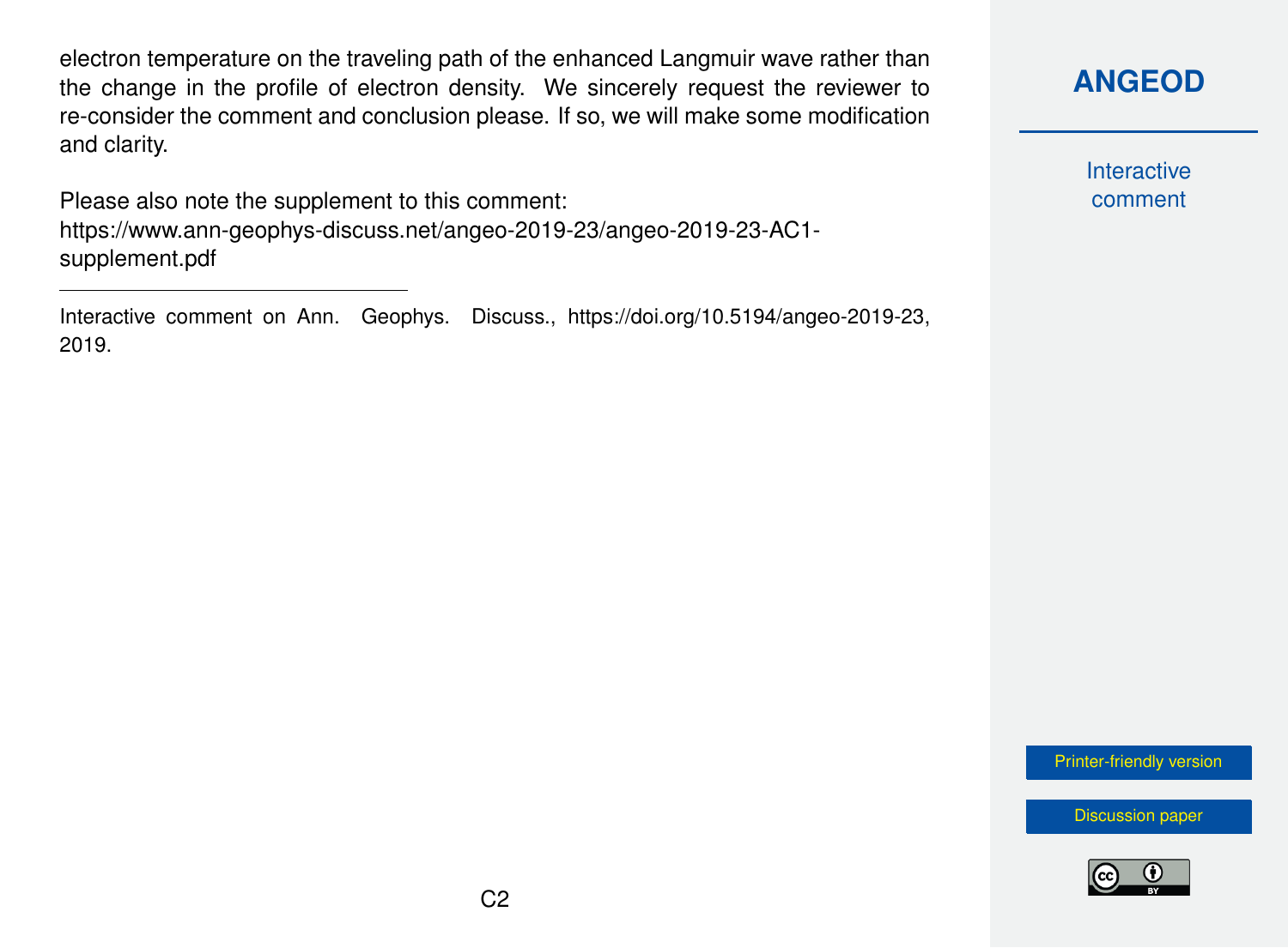electron temperature on the traveling path of the enhanced Langmuir wave rather than the change in the profile of electron density. We sincerely request the reviewer to re-consider the comment and conclusion please. If so, we will make some modification and clarity.

Please also note the supplement to this comment:
https://www.ann-geophys-discuss.net/angeo-2019-23/angeo-2019-23-AC1-supplement.pdf

---

Interactive comment on Ann. Geophys. Discuss., https://doi.org/10.5194/angeo-2019-23, 2019.